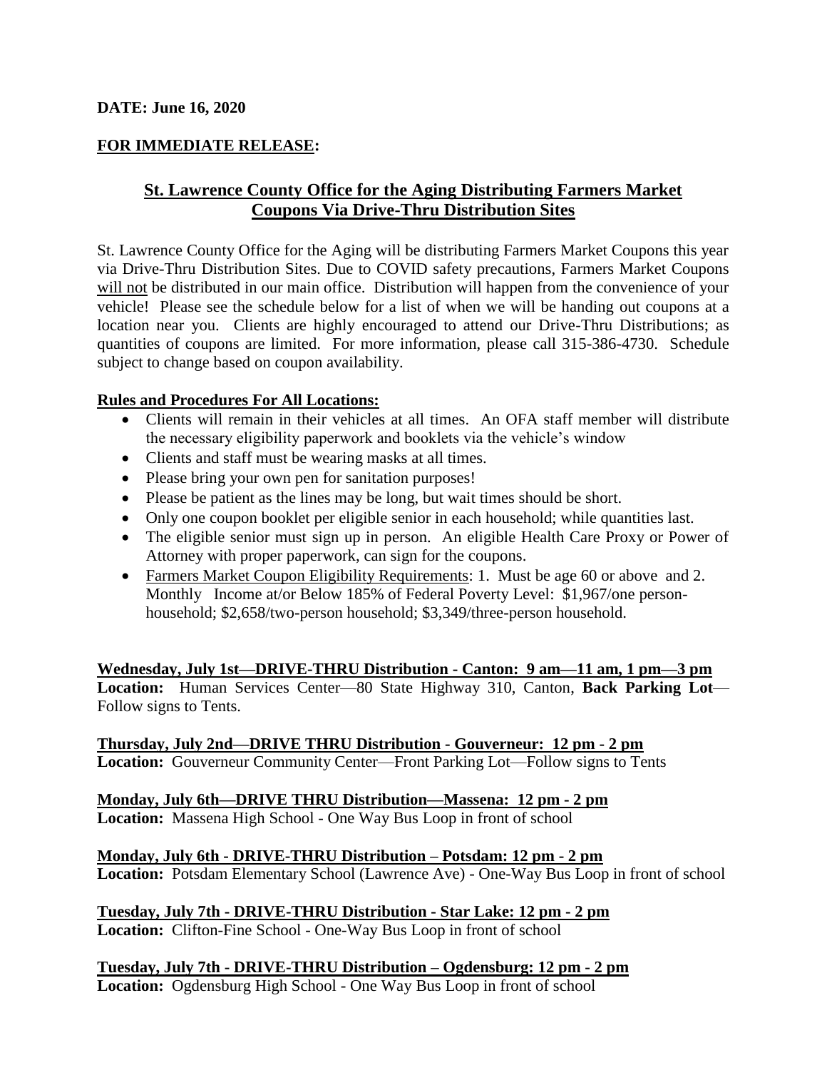**DATE: June 16, 2020**

**FOR IMMEDIATE RELEASE:**

## St. Lawrence County Office for the Aging Distributing Farmers Market Coupons Via Drive-Thru Distribution Sites

St. Lawrence County Office for the Aging will be distributing Farmers Market Coupons this year via Drive-Thru Distribution Sites. Due to COVID safety precautions, Farmers Market Coupons will not be distributed in our main office. Distribution will happen from the convenience of your vehicle! Please see the schedule below for a list of when we will be handing out coupons at a location near you. Clients are highly encouraged to attend our Drive-Thru Distributions; as quantities of coupons are limited. For more information, please call 315-386-4730. Schedule subject to change based on coupon availability.

**Rules and Procedures For All Locations:**

- Clients will remain in their vehicles at all times. An OFA staff member will distribute the necessary eligibility paperwork and booklets via the vehicle's window
- Clients and staff must be wearing masks at all times.
- Please bring your own pen for sanitation purposes!
- Please be patient as the lines may be long, but wait times should be short.
- Only one coupon booklet per eligible senior in each household; while quantities last.
- The eligible senior must sign up in person. An eligible Health Care Proxy or Power of Attorney with proper paperwork, can sign for the coupons.
- Farmers Market Coupon Eligibility Requirements: 1. Must be age 60 or above and 2. Monthly Income at/or Below 185% of Federal Poverty Level: $1,967/one person-household; $2,658/two-person household; $3,349/three-person household.

**Wednesday, July 1st—DRIVE-THRU Distribution - Canton: 9 am—11 am, 1 pm—3 pm**
**Location:** Human Services Center—80 State Highway 310, Canton, **Back Parking Lot**—Follow signs to Tents.

**Thursday, July 2nd—DRIVE THRU Distribution - Gouverneur: 12 pm - 2 pm**
**Location:** Gouverneur Community Center—Front Parking Lot—Follow signs to Tents

**Monday, July 6th—DRIVE THRU Distribution—Massena: 12 pm - 2 pm**
**Location:** Massena High School - One Way Bus Loop in front of school

**Monday, July 6th - DRIVE-THRU Distribution – Potsdam: 12 pm - 2 pm**
**Location:** Potsdam Elementary School (Lawrence Ave) - One-Way Bus Loop in front of school

**Tuesday, July 7th - DRIVE-THRU Distribution - Star Lake: 12 pm - 2 pm**
**Location:** Clifton-Fine School - One-Way Bus Loop in front of school

**Tuesday, July 7th - DRIVE-THRU Distribution – Ogdensburg: 12 pm - 2 pm**
**Location:** Ogdensburg High School - One Way Bus Loop in front of school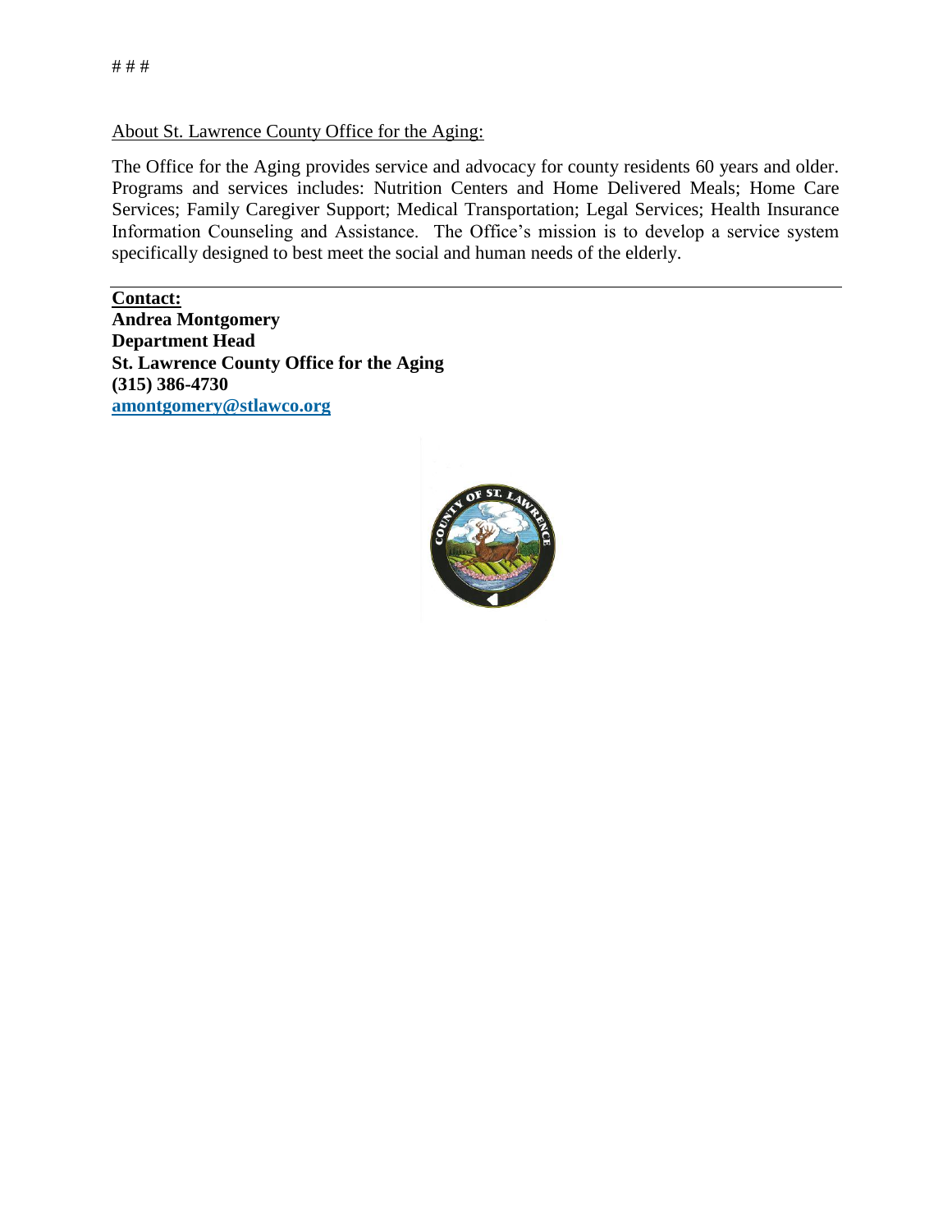# # #

About St. Lawrence County Office for the Aging:

The Office for the Aging provides service and advocacy for county residents 60 years and older. Programs and services includes: Nutrition Centers and Home Delivered Meals; Home Care Services; Family Caregiver Support; Medical Transportation; Legal Services; Health Insurance Information Counseling and Assistance. The Office's mission is to develop a service system specifically designed to best meet the social and human needs of the elderly.

---

**Contact:**
**Andrea Montgomery**
**Department Head**
**St. Lawrence County Office for the Aging**
**(315) 386-4730**
**amontgomery@stlawco.org**